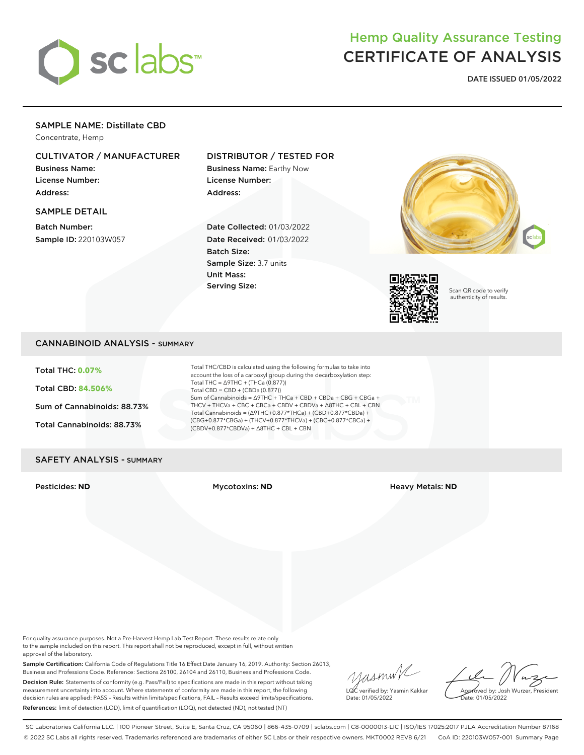# sc labs

## Hemp Quality Assurance Testing
# CERTIFICATE OF ANALYSIS

**DATE ISSUED 01/05/2022**

## SAMPLE NAME: Distillate CBD

Concentrate, Hemp

### CULTIVATOR / MANUFACTURER

**Business Name:**
**License Number:**
**Address:**

### DISTRIBUTOR / TESTED FOR

**Business Name:** Earthy Now
**License Number:**
**Address:**

### SAMPLE DETAIL

**Batch Number:**
**Sample ID:** 220103W057

**Date Collected:** 01/03/2022
**Date Received:** 01/03/2022
**Batch Size:**
**Sample Size:** 3.7 units
**Unit Mass:**
**Serving Size:**

Scan QR code to verify authenticity of results.

## CANNABINOID ANALYSIS - SUMMARY

**Total THC: 0.07%**

**Total CBD: 84.506%**

**Sum of Cannabinoids: 88.73%**

**Total Cannabinoids: 88.73%**

Total THC/CBD is calculated using the following formulas to take into account the loss of a carboxyl group during the decarboxylation step:
Total THC = Δ9THC + (THCa (0.877))
Total CBD = CBD + (CBDa (0.877))
Sum of Cannabinoids = Δ9THC + THCa + CBD + CBDa + CBG + CBGa + THCV + THCVa + CBC + CBCa + CBDV + CBDVa + Δ8THC + CBL + CBN
Total Cannabinoids = (Δ9THC+0.877*THCa) + (CBD+0.877*CBDa) + (CBG+0.877*CBGa) + (THCV+0.877*THCVa) + (CBC+0.877*CBCa) + (CBDV+0.877*CBDVa) + Δ8THC + CBL + CBN

## SAFETY ANALYSIS - SUMMARY

**Pesticides: ND** | **Mycotoxins: ND** | **Heavy Metals: ND**

For quality assurance purposes. Not a Pre-Harvest Hemp Lab Test Report. These results relate only to the sample included on this report. This report shall not be reproduced, except in full, without written approval of the laboratory.

**Sample Certification:** California Code of Regulations Title 16 Effect Date January 16, 2019. Authority: Section 26013, Business and Professions Code. Reference: Sections 26100, 26104 and 26110, Business and Professions Code.

**Decision Rule:** Statements of conformity (e.g. Pass/Fail) to specifications are made in this report without taking measurement uncertainty into account. Where statements of conformity are made in this report, the following decision rules are applied: PASS - Results within limits/specifications, FAIL - Results exceed limits/specifications.

**References:** limit of detection (LOD), limit of quantification (LOQ), not detected (ND), not tested (NT)

LQC verified by: Yasmin Kakkar
Date: 01/05/2022

Approved by: Josh Wurzer, President
Date: 01/05/2022

SC Laboratories California LLC. | 100 Pioneer Street, Suite E, Santa Cruz, CA 95060 | 866-435-0709 | sclabs.com | C8-0000013-LIC | ISO/IES 17025:2017 PJLA Accreditation Number 87168
© 2022 SC Labs all rights reserved. Trademarks referenced are trademarks of either SC Labs or their respective owners. MKT0002 REV8 6/21 CoA ID: 220103W057-001 Summary Page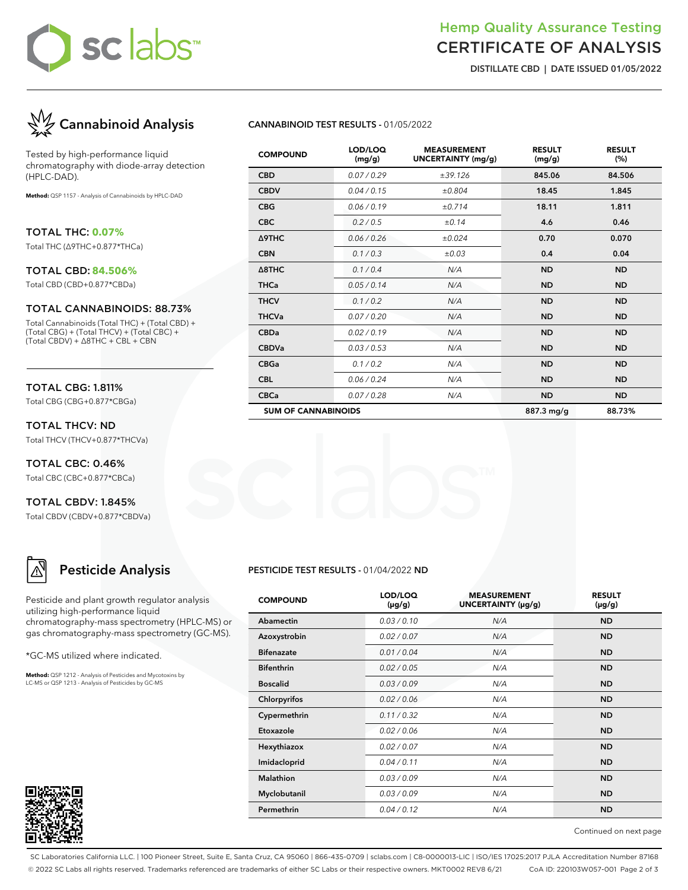# Hemp Quality Assurance Testing
# CERTIFICATE OF ANALYSIS

**DISTILLATE CBD | DATE ISSUED 01/05/2022**

## Cannabinoid Analysis

Tested by high-performance liquid chromatography with diode-array detection (HPLC-DAD).

**Method:** QSP 1157 - Analysis of Cannabinoids by HPLC-DAD

**TOTAL THC: 0.07%**
Total THC (Δ9THC+0.877*THCa)

**TOTAL CBD: 84.506%**
Total CBD (CBD+0.877*CBDa)

**TOTAL CANNABINOIDS: 88.73%**
Total Cannabinoids (Total THC) + (Total CBD) + (Total CBG) + (Total THCV) + (Total CBC) + (Total CBDV) + Δ8THC + CBL + CBN

**TOTAL CBG: 1.811%**
Total CBG (CBG+0.877*CBGa)

**TOTAL THCV: ND**
Total THCV (THCV+0.877*THCVa)

**TOTAL CBC: 0.46%**
Total CBC (CBC+0.877*CBCa)

**TOTAL CBDV: 1.845%**
Total CBDV (CBDV+0.877*CBDVa)

**CANNABINOID TEST RESULTS** - 01/05/2022

| COMPOUND | LOD/LOQ (mg/g) | MEASUREMENT UNCERTAINTY (mg/g) | RESULT (mg/g) | RESULT (%) |
|---|---|---|---|---|
| CBD | 0.07 / 0.29 | ±39.126 | 845.06 | 84.506 |
| CBDV | 0.04 / 0.15 | ±0.804 | 18.45 | 1.845 |
| CBG | 0.06 / 0.19 | ±0.714 | 18.11 | 1.811 |
| CBC | 0.2 / 0.5 | ±0.14 | 4.6 | 0.46 |
| Δ9THC | 0.06 / 0.26 | ±0.024 | 0.70 | 0.070 |
| CBN | 0.1 / 0.3 | ±0.03 | 0.4 | 0.04 |
| Δ8THC | 0.1 / 0.4 | N/A | ND | ND |
| THCa | 0.05 / 0.14 | N/A | ND | ND |
| THCV | 0.1 / 0.2 | N/A | ND | ND |
| THCVa | 0.07 / 0.20 | N/A | ND | ND |
| CBDa | 0.02 / 0.19 | N/A | ND | ND |
| CBDVa | 0.03 / 0.53 | N/A | ND | ND |
| CBGa | 0.1 / 0.2 | N/A | ND | ND |
| CBL | 0.06 / 0.24 | N/A | ND | ND |
| CBCa | 0.07 / 0.28 | N/A | ND | ND |
| **SUM OF CANNABINOIDS** | | | 887.3 mg/g | 88.73% |

## Pesticide Analysis

Pesticide and plant growth regulator analysis utilizing high-performance liquid chromatography-mass spectrometry (HPLC-MS) or gas chromatography-mass spectrometry (GC-MS).

*GC-MS utilized where indicated.

**Method:** QSP 1212 - Analysis of Pesticides and Mycotoxins by LC-MS or QSP 1213 - Analysis of Pesticides by GC-MS

**PESTICIDE TEST RESULTS** - 01/04/2022 **ND**

| COMPOUND | LOD/LOQ (μg/g) | MEASUREMENT UNCERTAINTY (μg/g) | RESULT (μg/g) |
|---|---|---|---|
| Abamectin | 0.03 / 0.10 | N/A | ND |
| Azoxystrobin | 0.02 / 0.07 | N/A | ND |
| Bifenazate | 0.01 / 0.04 | N/A | ND |
| Bifenthrin | 0.02 / 0.05 | N/A | ND |
| Boscalid | 0.03 / 0.09 | N/A | ND |
| Chlorpyrifos | 0.02 / 0.06 | N/A | ND |
| Cypermethrin | 0.11 / 0.32 | N/A | ND |
| Etoxazole | 0.02 / 0.06 | N/A | ND |
| Hexythiazox | 0.02 / 0.07 | N/A | ND |
| Imidacloprid | 0.04 / 0.11 | N/A | ND |
| Malathion | 0.03 / 0.09 | N/A | ND |
| Myclobutanil | 0.03 / 0.09 | N/A | ND |
| Permethrin | 0.04 / 0.12 | N/A | ND |

Continued on next page

SC Laboratories California LLC. | 100 Pioneer Street, Suite E, Santa Cruz, CA 95060 | 866-435-0709 | sclabs.com | C8-0000013-LIC | ISO/IES 17025:2017 PJLA Accreditation Number 87168
© 2022 SC Labs all rights reserved. Trademarks referenced are trademarks of either SC Labs or their respective owners. MKT0002 REV8 6/21 CoA ID: 220103W057-001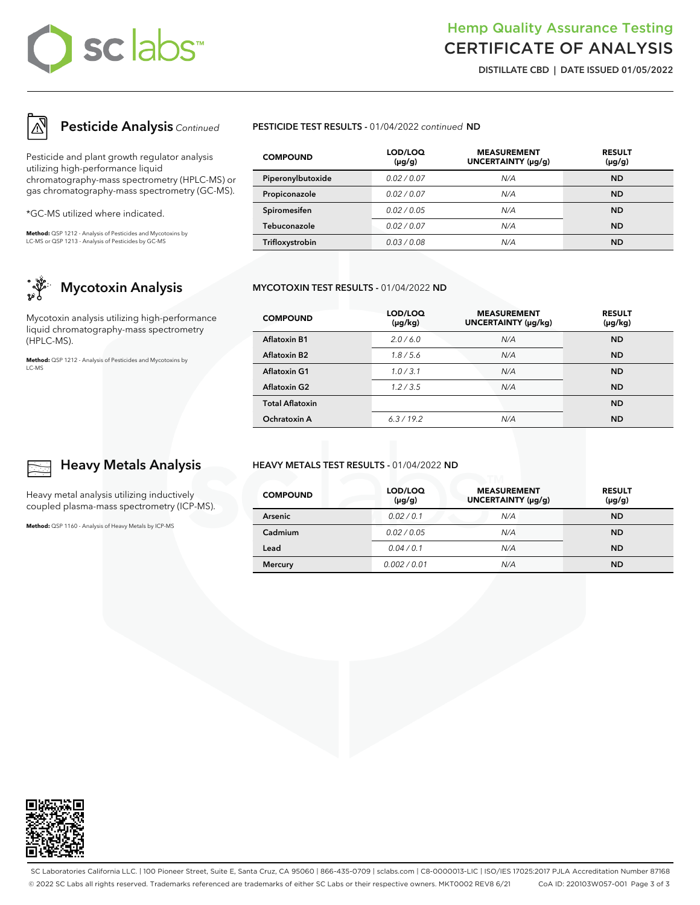## Hemp Quality Assurance Testing
# CERTIFICATE OF ANALYSIS

**DISTILLATE CBD | DATE ISSUED 01/05/2022**

## Pesticide Analysis *Continued*

Pesticide and plant growth regulator analysis utilizing high-performance liquid chromatography-mass spectrometry (HPLC-MS) or gas chromatography-mass spectrometry (GC-MS).

*GC-MS utilized where indicated.

**Method:** QSP 1212 - Analysis of Pesticides and Mycotoxins by LC-MS or QSP 1213 - Analysis of Pesticides by GC-MS

**PESTICIDE TEST RESULTS -** 01/04/2022 *continued* **ND**

| COMPOUND | LOD/LOQ (μg/g) | MEASUREMENT UNCERTAINTY (μg/g) | RESULT (μg/g) |
| --- | --- | --- | --- |
| Piperonylbutoxide | 0.02 / 0.07 | N/A | ND |
| Propiconazole | 0.02 / 0.07 | N/A | ND |
| Spiromesifen | 0.02 / 0.05 | N/A | ND |
| Tebuconazole | 0.02 / 0.07 | N/A | ND |
| Trifloxystrobin | 0.03 / 0.08 | N/A | ND |

## Mycotoxin Analysis

Mycotoxin analysis utilizing high-performance liquid chromatography-mass spectrometry (HPLC-MS).

**Method:** QSP 1212 - Analysis of Pesticides and Mycotoxins by LC-MS

**MYCOTOXIN TEST RESULTS -** 01/04/2022 **ND**

| COMPOUND | LOD/LOQ (μg/kg) | MEASUREMENT UNCERTAINTY (μg/kg) | RESULT (μg/kg) |
| --- | --- | --- | --- |
| Aflatoxin B1 | 2.0 / 6.0 | N/A | ND |
| Aflatoxin B2 | 1.8 / 5.6 | N/A | ND |
| Aflatoxin G1 | 1.0 / 3.1 | N/A | ND |
| Aflatoxin G2 | 1.2 / 3.5 | N/A | ND |
| Total Aflatoxin | | | ND |
| Ochratoxin A | 6.3 / 19.2 | N/A | ND |

## Heavy Metals Analysis

Heavy metal analysis utilizing inductively coupled plasma-mass spectrometry (ICP-MS).

**Method:** QSP 1160 - Analysis of Heavy Metals by ICP-MS

**HEAVY METALS TEST RESULTS -** 01/04/2022 **ND**

| COMPOUND | LOD/LOQ (μg/g) | MEASUREMENT UNCERTAINTY (μg/g) | RESULT (μg/g) |
| --- | --- | --- | --- |
| Arsenic | 0.02 / 0.1 | N/A | ND |
| Cadmium | 0.02 / 0.05 | N/A | ND |
| Lead | 0.04 / 0.1 | N/A | ND |
| Mercury | 0.002 / 0.01 | N/A | ND |

SC Laboratories California LLC. | 100 Pioneer Street, Suite E, Santa Cruz, CA 95060 | 866-435-0709 | sclabs.com | C8-0000013-LIC | ISO/IES 17025:2017 PJLA Accreditation Number 87168
© 2022 SC Labs all rights reserved. Trademarks referenced are trademarks of either SC Labs or their respective owners. MKT0002 REV8 6/21 CoA ID: 220103W057-001